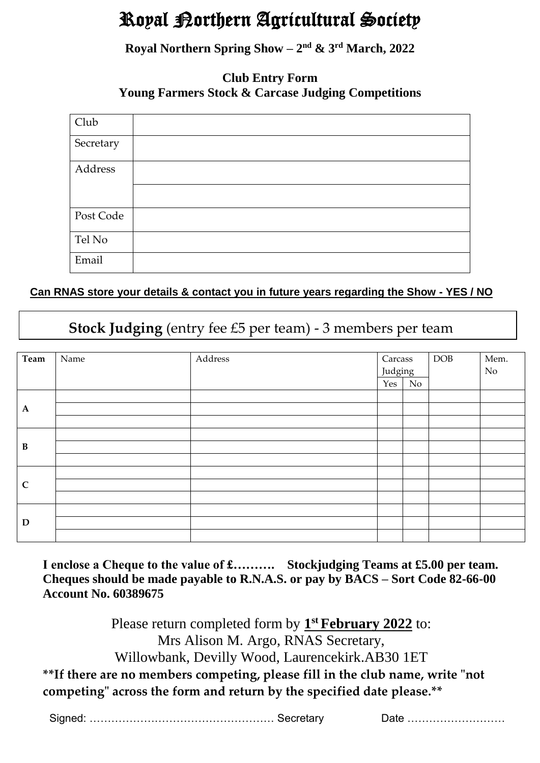# Royal Northern Agricultural Society

**Royal Northern Spring Show – 2nd & 3rd March, 2022**

**Club Entry Form**
**Young Farmers Stock & Carcase Judging Competitions**

| Club | |
|---|---|
| Secretary | |
| Address | |
| | |
| Post Code | |
| Tel No | |
| Email | |

**Can RNAS store your details & contact you in future years regarding the Show - YES / NO**

## **Stock Judging** (entry fee £5 per team) - 3 members per team

| Team | Name | Address | Carcass Judging | | DOB | Mem. No |
|---|---|---|---|---|---|---|
| | | | Yes | No | | |
| A | | | | | | |
| | | | | | | |
| | | | | | | |
| B | | | | | | |
| | | | | | | |
| | | | | | | |
| C | | | | | | |
| | | | | | | |
| | | | | | | |
| D | | | | | | |
| | | | | | | |
| | | | | | | |

**I enclose a Cheque to the value of £………. Stockjudging Teams at £5.00 per team.**
**Cheques should be made payable to R.N.A.S. or pay by BACS – Sort Code 82-66-00 Account No. 60389675**

Please return completed form by **1st February 2022** to:
Mrs Alison M. Argo, RNAS Secretary,
Willowbank, Devilly Wood, Laurencekirk.AB30 1ET

**\*\*If there are no members competing, please fill in the club name, write "not competing" across the form and return by the specified date please.\*\***

Signed: …………………………………………… Secretary Date ………………………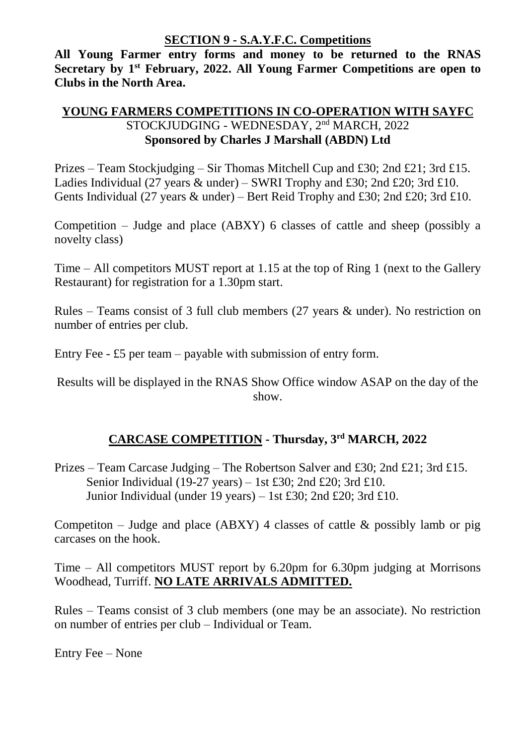## SECTION 9 - S.A.Y.F.C. Competitions

**All Young Farmer entry forms and money to be returned to the RNAS Secretary by 1st February, 2022. All Young Farmer Competitions are open to Clubs in the North Area.**

## YOUNG FARMERS COMPETITIONS IN CO-OPERATION WITH SAYFC

STOCKJUDGING - WEDNESDAY, 2nd MARCH, 2022

**Sponsored by Charles J Marshall (ABDN) Ltd**

Prizes – Team Stockjudging – Sir Thomas Mitchell Cup and £30; 2nd £21; 3rd £15.
Ladies Individual (27 years & under) – SWRI Trophy and £30; 2nd £20; 3rd £10.
Gents Individual (27 years & under) – Bert Reid Trophy and £30; 2nd £20; 3rd £10.

Competition – Judge and place (ABXY) 6 classes of cattle and sheep (possibly a novelty class)

Time – All competitors MUST report at 1.15 at the top of Ring 1 (next to the Gallery Restaurant) for registration for a 1.30pm start.

Rules – Teams consist of 3 full club members (27 years & under). No restriction on number of entries per club.

Entry Fee - £5 per team – payable with submission of entry form.

Results will be displayed in the RNAS Show Office window ASAP on the day of the show.

## CARCASE COMPETITION - Thursday, 3rd MARCH, 2022

Prizes – Team Carcase Judging – The Robertson Salver and £30; 2nd £21; 3rd £15.
Senior Individual (19-27 years) – 1st £30; 2nd £20; 3rd £10.
Junior Individual (under 19 years) – 1st £30; 2nd £20; 3rd £10.

Competiton – Judge and place (ABXY) 4 classes of cattle & possibly lamb or pig carcases on the hook.

Time – All competitors MUST report by 6.20pm for 6.30pm judging at Morrisons Woodhead, Turriff. **NO LATE ARRIVALS ADMITTED.**

Rules – Teams consist of 3 club members (one may be an associate). No restriction on number of entries per club – Individual or Team.

Entry Fee – None